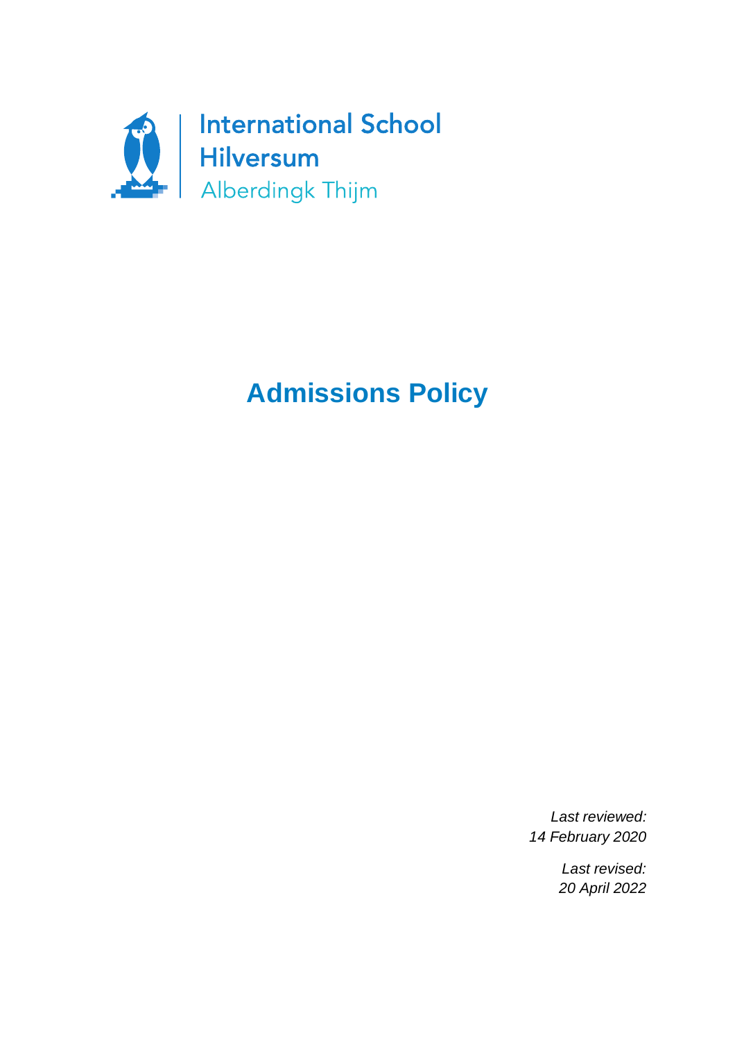International School
Hilversum
Alberdingk Thijm

# Admissions Policy

*Last reviewed:*
*14 February 2020*

*Last revised:*
*20 April 2022*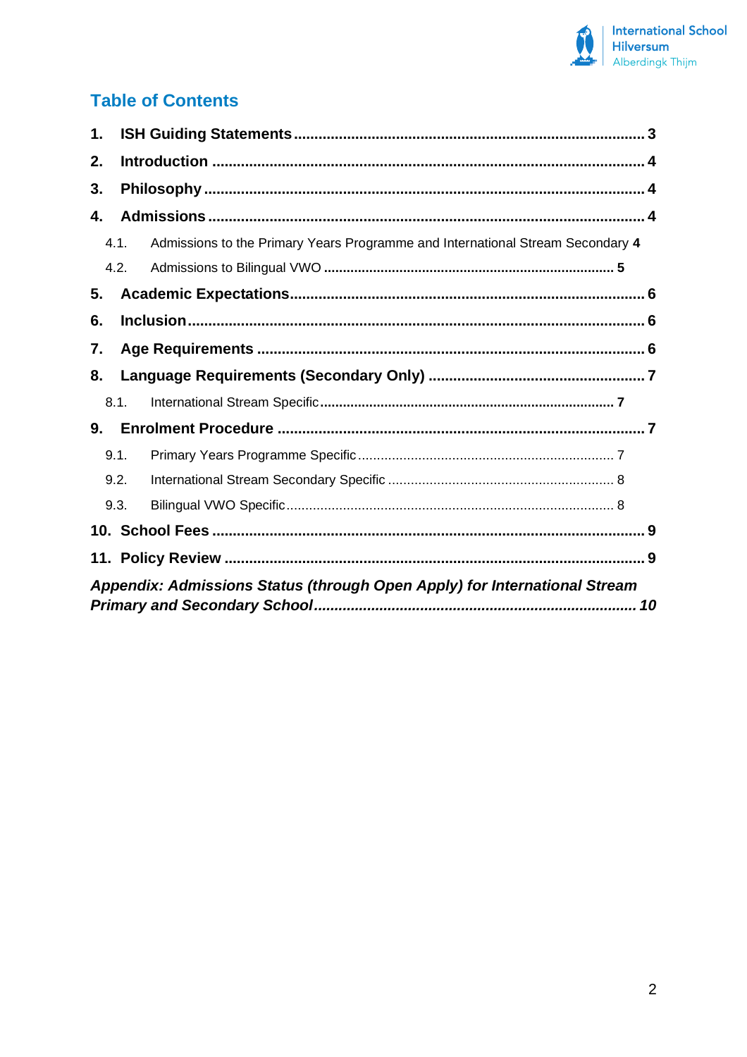## Table of Contents

1. **ISH Guiding Statements** ..... 3
2. **Introduction** ..... 4
3. **Philosophy** ..... 4
4. **Admissions** ..... 4
   - 4.1. Admissions to the Primary Years Programme and International Stream Secondary **4**
   - 4.2. Admissions to Bilingual VWO ..... **5**
5. **Academic Expectations** ..... 6
6. **Inclusion** ..... 6
7. **Age Requirements** ..... 6
8. **Language Requirements (Secondary Only)** ..... 7
   - 8.1. International Stream Specific ..... **7**
9. **Enrolment Procedure** ..... 7
   - 9.1. Primary Years Programme Specific ..... 7
   - 9.2. International Stream Secondary Specific ..... 8
   - 9.3. Bilingual VWO Specific ..... 8
10. **School Fees** ..... 9
11. **Policy Review** ..... 9

***Appendix: Admissions Status (through Open Apply) for International Stream Primary and Secondary School*** ..... ***10***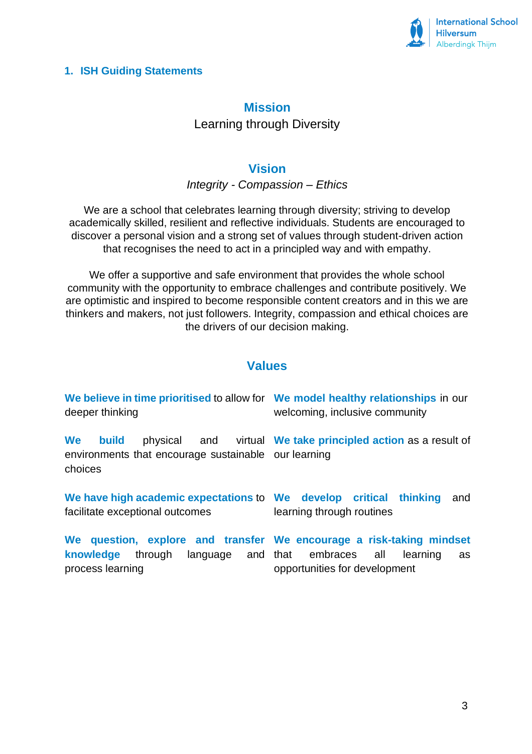## 1. ISH Guiding Statements

### Mission

Learning through Diversity

### Vision

*Integrity - Compassion – Ethics*

We are a school that celebrates learning through diversity; striving to develop academically skilled, resilient and reflective individuals. Students are encouraged to discover a personal vision and a strong set of values through student-driven action that recognises the need to act in a principled way and with empathy.

We offer a supportive and safe environment that provides the whole school community with the opportunity to embrace challenges and contribute positively. We are optimistic and inspired to become responsible content creators and in this we are thinkers and makers, not just followers. Integrity, compassion and ethical choices are the drivers of our decision making.

### Values

**We believe in time prioritised** to allow for deeper thinking

**We build** physical and virtual environments that encourage sustainable choices

**We have high academic expectations** to facilitate exceptional outcomes

**We question, explore and transfer knowledge** through language and process learning

**We model healthy relationships** in our welcoming, inclusive community

**We take principled action** as a result of our learning

**We develop critical thinking** and learning through routines

**We encourage a risk-taking mindset** that embraces all learning as opportunities for development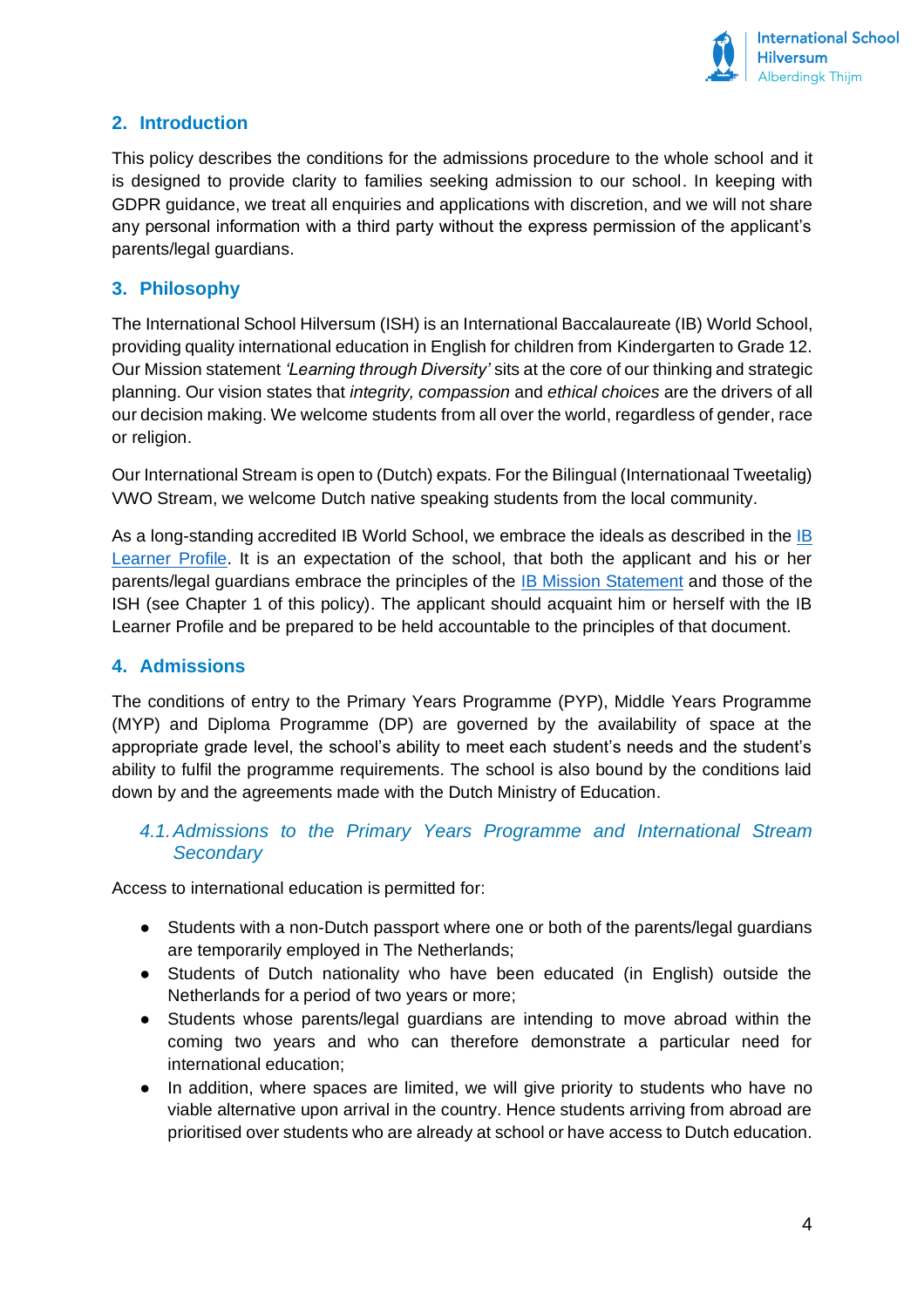## 2. Introduction

This policy describes the conditions for the admissions procedure to the whole school and it is designed to provide clarity to families seeking admission to our school. In keeping with GDPR guidance, we treat all enquiries and applications with discretion, and we will not share any personal information with a third party without the express permission of the applicant's parents/legal guardians.

## 3. Philosophy

The International School Hilversum (ISH) is an International Baccalaureate (IB) World School, providing quality international education in English for children from Kindergarten to Grade 12. Our Mission statement *'Learning through Diversity'* sits at the core of our thinking and strategic planning. Our vision states that *integrity, compassion* and *ethical choices* are the drivers of all our decision making. We welcome students from all over the world, regardless of gender, race or religion.

Our International Stream is open to (Dutch) expats. For the Bilingual (Internationaal Tweetalig) VWO Stream, we welcome Dutch native speaking students from the local community.

As a long-standing accredited IB World School, we embrace the ideals as described in the IB Learner Profile. It is an expectation of the school, that both the applicant and his or her parents/legal guardians embrace the principles of the IB Mission Statement and those of the ISH (see Chapter 1 of this policy). The applicant should acquaint him or herself with the IB Learner Profile and be prepared to be held accountable to the principles of that document.

## 4. Admissions

The conditions of entry to the Primary Years Programme (PYP), Middle Years Programme (MYP) and Diploma Programme (DP) are governed by the availability of space at the appropriate grade level, the school's ability to meet each student's needs and the student's ability to fulfil the programme requirements. The school is also bound by the conditions laid down by and the agreements made with the Dutch Ministry of Education.

### *4.1. Admissions to the Primary Years Programme and International Stream Secondary*

Access to international education is permitted for:

- Students with a non-Dutch passport where one or both of the parents/legal guardians are temporarily employed in The Netherlands;
- Students of Dutch nationality who have been educated (in English) outside the Netherlands for a period of two years or more;
- Students whose parents/legal guardians are intending to move abroad within the coming two years and who can therefore demonstrate a particular need for international education;
- In addition, where spaces are limited, we will give priority to students who have no viable alternative upon arrival in the country. Hence students arriving from abroad are prioritised over students who are already at school or have access to Dutch education.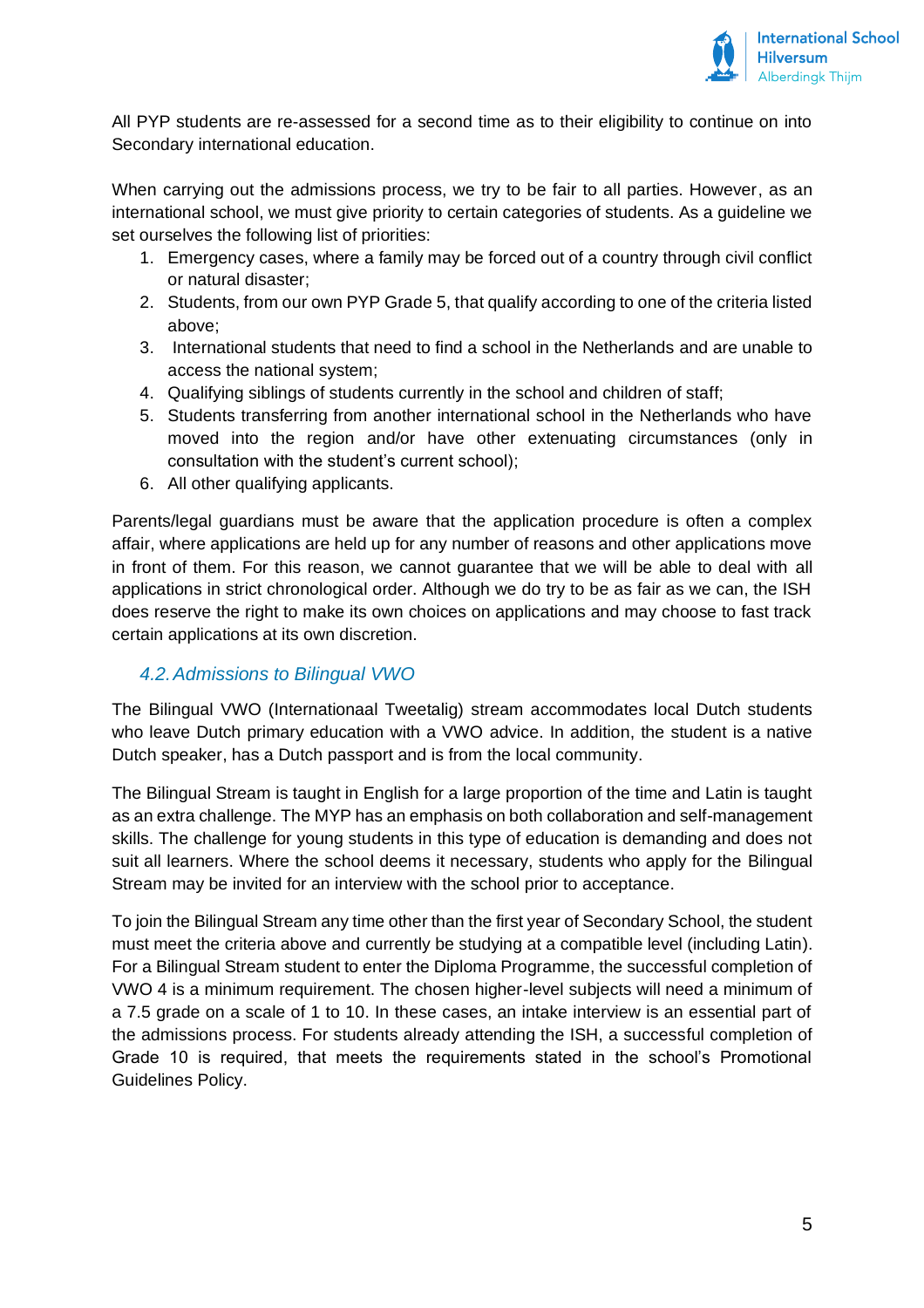All PYP students are re-assessed for a second time as to their eligibility to continue on into Secondary international education.

When carrying out the admissions process, we try to be fair to all parties. However, as an international school, we must give priority to certain categories of students. As a guideline we set ourselves the following list of priorities:

1. Emergency cases, where a family may be forced out of a country through civil conflict or natural disaster;
2. Students, from our own PYP Grade 5, that qualify according to one of the criteria listed above;
3. International students that need to find a school in the Netherlands and are unable to access the national system;
4. Qualifying siblings of students currently in the school and children of staff;
5. Students transferring from another international school in the Netherlands who have moved into the region and/or have other extenuating circumstances (only in consultation with the student's current school);
6. All other qualifying applicants.

Parents/legal guardians must be aware that the application procedure is often a complex affair, where applications are held up for any number of reasons and other applications move in front of them. For this reason, we cannot guarantee that we will be able to deal with all applications in strict chronological order. Although we do try to be as fair as we can, the ISH does reserve the right to make its own choices on applications and may choose to fast track certain applications at its own discretion.

### *4.2. Admissions to Bilingual VWO*

The Bilingual VWO (Internationaal Tweetalig) stream accommodates local Dutch students who leave Dutch primary education with a VWO advice. In addition, the student is a native Dutch speaker, has a Dutch passport and is from the local community.

The Bilingual Stream is taught in English for a large proportion of the time and Latin is taught as an extra challenge. The MYP has an emphasis on both collaboration and self-management skills. The challenge for young students in this type of education is demanding and does not suit all learners. Where the school deems it necessary, students who apply for the Bilingual Stream may be invited for an interview with the school prior to acceptance.

To join the Bilingual Stream any time other than the first year of Secondary School, the student must meet the criteria above and currently be studying at a compatible level (including Latin). For a Bilingual Stream student to enter the Diploma Programme, the successful completion of VWO 4 is a minimum requirement. The chosen higher-level subjects will need a minimum of a 7.5 grade on a scale of 1 to 10. In these cases, an intake interview is an essential part of the admissions process. For students already attending the ISH, a successful completion of Grade 10 is required, that meets the requirements stated in the school's Promotional Guidelines Policy.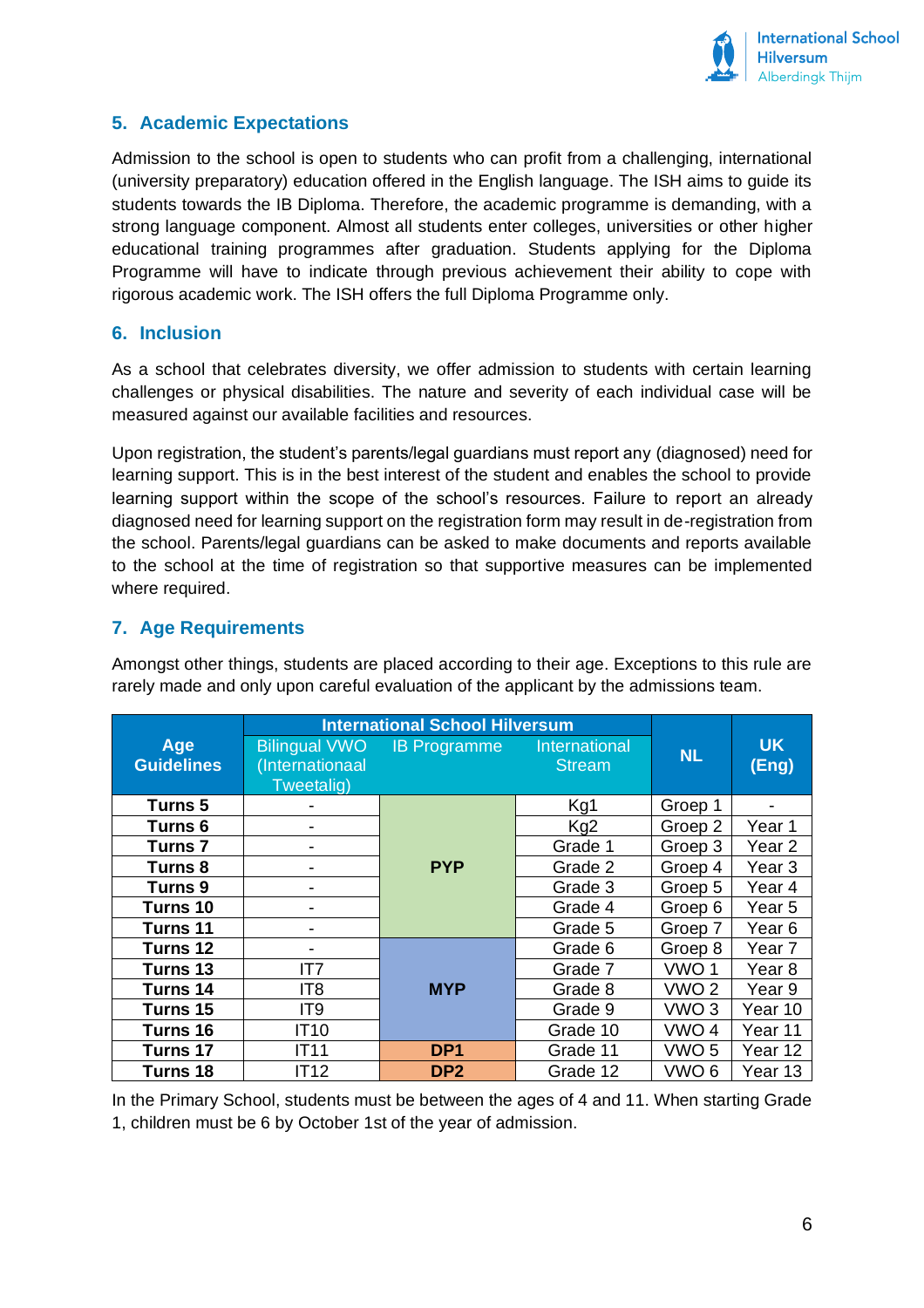## 5. Academic Expectations

Admission to the school is open to students who can profit from a challenging, international (university preparatory) education offered in the English language. The ISH aims to guide its students towards the IB Diploma. Therefore, the academic programme is demanding, with a strong language component. Almost all students enter colleges, universities or other higher educational training programmes after graduation. Students applying for the Diploma Programme will have to indicate through previous achievement their ability to cope with rigorous academic work. The ISH offers the full Diploma Programme only.

## 6. Inclusion

As a school that celebrates diversity, we offer admission to students with certain learning challenges or physical disabilities. The nature and severity of each individual case will be measured against our available facilities and resources.

Upon registration, the student's parents/legal guardians must report any (diagnosed) need for learning support. This is in the best interest of the student and enables the school to provide learning support within the scope of the school's resources. Failure to report an already diagnosed need for learning support on the registration form may result in de-registration from the school. Parents/legal guardians can be asked to make documents and reports available to the school at the time of registration so that supportive measures can be implemented where required.

## 7. Age Requirements

Amongst other things, students are placed according to their age. Exceptions to this rule are rarely made and only upon careful evaluation of the applicant by the admissions team.

| Age Guidelines | International School Hilversum | | | NL | UK (Eng) |
|---|---|---|---|---|---|
| | Bilingual VWO (Internationaal Tweetalig) | IB Programme | International Stream | | |
| **Turns 5** | - | **PYP** | Kg1 | Groep 1 | - |
| **Turns 6** | - | | Kg2 | Groep 2 | Year 1 |
| **Turns 7** | - | | Grade 1 | Groep 3 | Year 2 |
| **Turns 8** | - | | Grade 2 | Groep 4 | Year 3 |
| **Turns 9** | - | | Grade 3 | Groep 5 | Year 4 |
| **Turns 10** | - | | Grade 4 | Groep 6 | Year 5 |
| **Turns 11** | - | | Grade 5 | Groep 7 | Year 6 |
| **Turns 12** | - | **MYP** | Grade 6 | Groep 8 | Year 7 |
| **Turns 13** | IT7 | | Grade 7 | VWO 1 | Year 8 |
| **Turns 14** | IT8 | | Grade 8 | VWO 2 | Year 9 |
| **Turns 15** | IT9 | | Grade 9 | VWO 3 | Year 10 |
| **Turns 16** | IT10 | | Grade 10 | VWO 4 | Year 11 |
| **Turns 17** | IT11 | **DP1** | Grade 11 | VWO 5 | Year 12 |
| **Turns 18** | IT12 | **DP2** | Grade 12 | VWO 6 | Year 13 |

In the Primary School, students must be between the ages of 4 and 11. When starting Grade 1, children must be 6 by October 1st of the year of admission.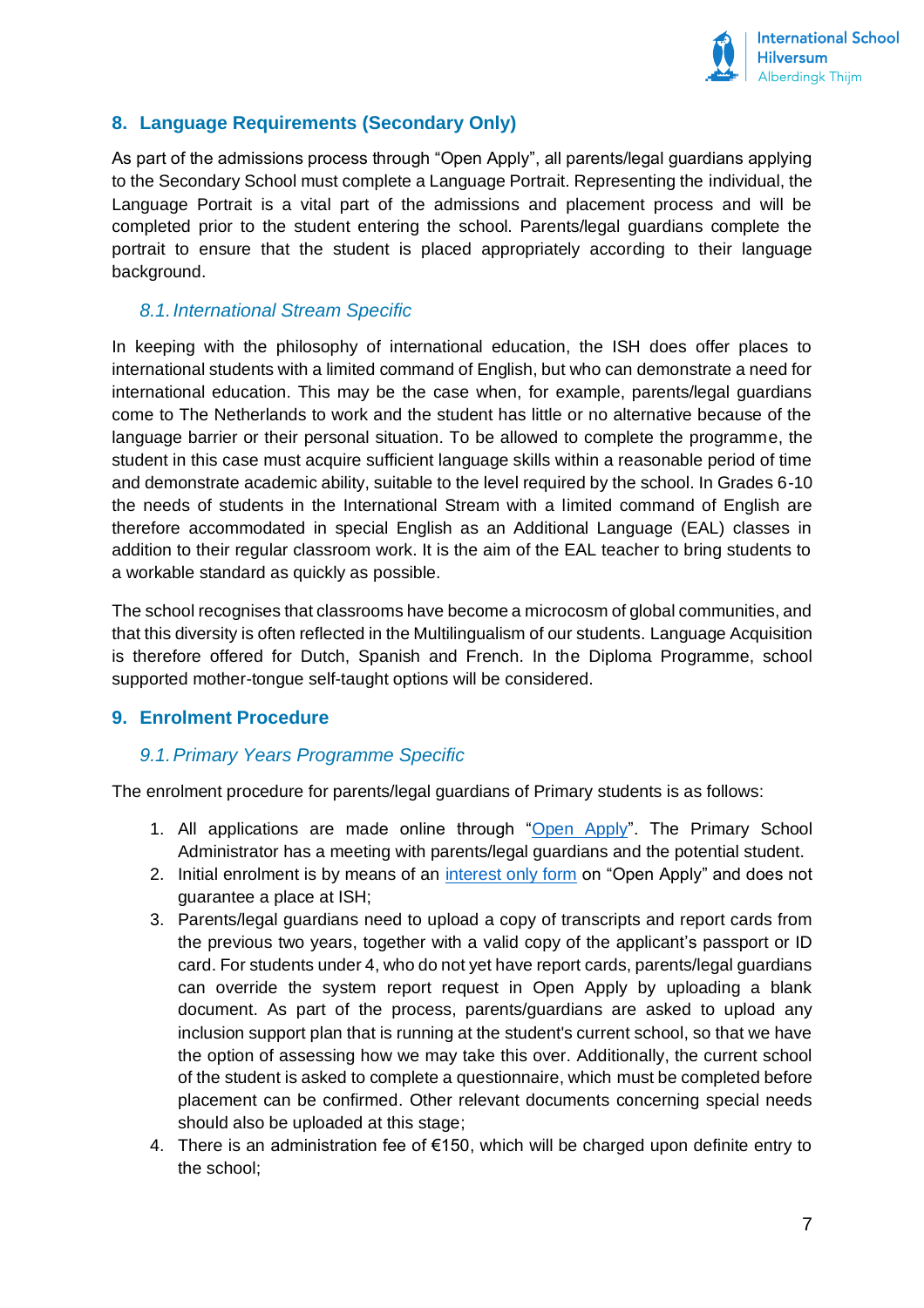## 8. Language Requirements (Secondary Only)

As part of the admissions process through "Open Apply", all parents/legal guardians applying to the Secondary School must complete a Language Portrait. Representing the individual, the Language Portrait is a vital part of the admissions and placement process and will be completed prior to the student entering the school. Parents/legal guardians complete the portrait to ensure that the student is placed appropriately according to their language background.

### *8.1. International Stream Specific*

In keeping with the philosophy of international education, the ISH does offer places to international students with a limited command of English, but who can demonstrate a need for international education. This may be the case when, for example, parents/legal guardians come to The Netherlands to work and the student has little or no alternative because of the language barrier or their personal situation. To be allowed to complete the programme, the student in this case must acquire sufficient language skills within a reasonable period of time and demonstrate academic ability, suitable to the level required by the school. In Grades 6-10 the needs of students in the International Stream with a limited command of English are therefore accommodated in special English as an Additional Language (EAL) classes in addition to their regular classroom work. It is the aim of the EAL teacher to bring students to a workable standard as quickly as possible.

The school recognises that classrooms have become a microcosm of global communities, and that this diversity is often reflected in the Multilingualism of our students. Language Acquisition is therefore offered for Dutch, Spanish and French. In the Diploma Programme, school supported mother-tongue self-taught options will be considered.

## 9. Enrolment Procedure

### *9.1. Primary Years Programme Specific*

The enrolment procedure for parents/legal guardians of Primary students is as follows:

1. All applications are made online through "Open Apply". The Primary School Administrator has a meeting with parents/legal guardians and the potential student.
2. Initial enrolment is by means of an interest only form on "Open Apply" and does not guarantee a place at ISH;
3. Parents/legal guardians need to upload a copy of transcripts and report cards from the previous two years, together with a valid copy of the applicant's passport or ID card. For students under 4, who do not yet have report cards, parents/legal guardians can override the system report request in Open Apply by uploading a blank document. As part of the process, parents/guardians are asked to upload any inclusion support plan that is running at the student's current school, so that we have the option of assessing how we may take this over. Additionally, the current school of the student is asked to complete a questionnaire, which must be completed before placement can be confirmed. Other relevant documents concerning special needs should also be uploaded at this stage;
4. There is an administration fee of €150, which will be charged upon definite entry to the school;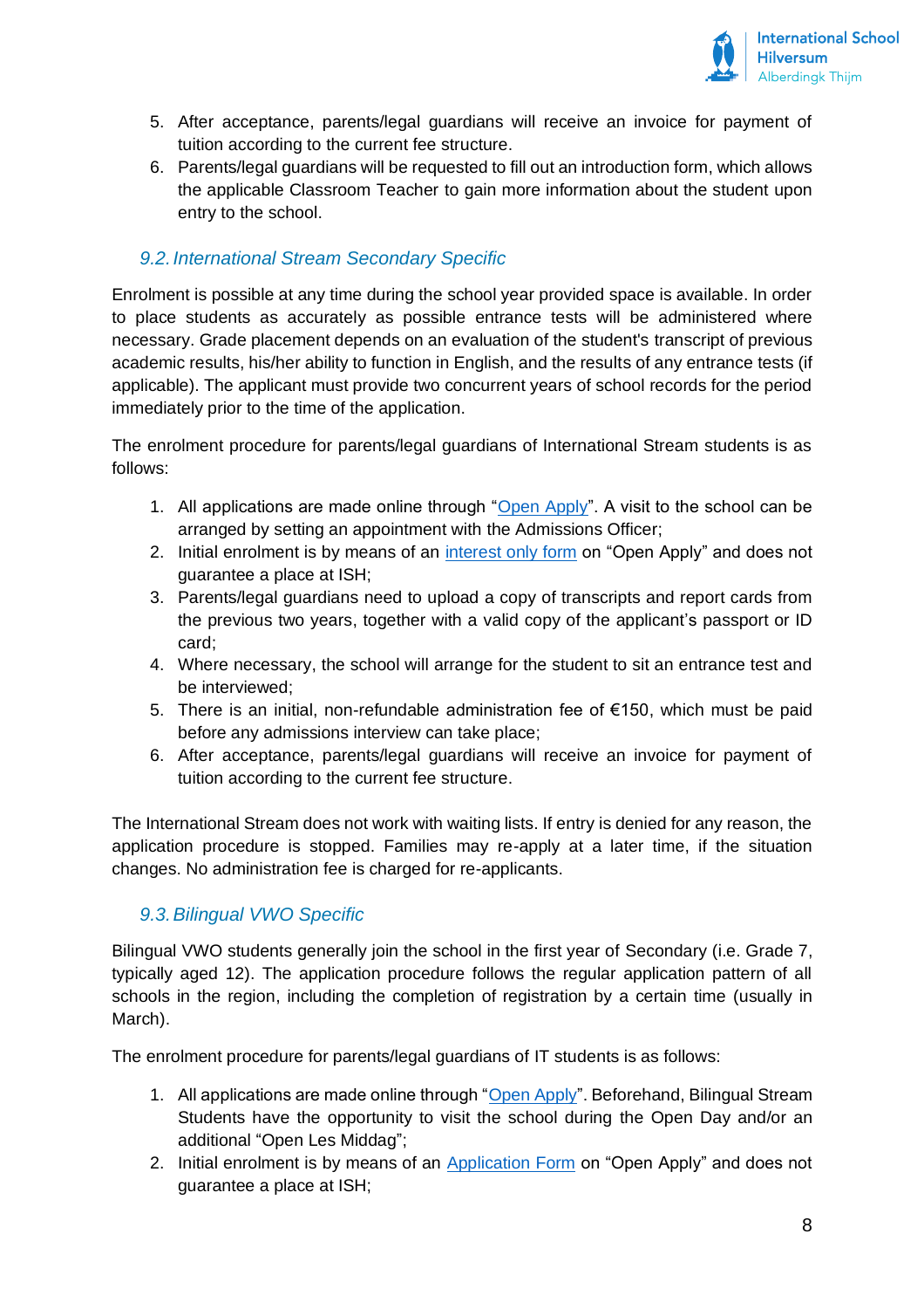5. After acceptance, parents/legal guardians will receive an invoice for payment of tuition according to the current fee structure.
6. Parents/legal guardians will be requested to fill out an introduction form, which allows the applicable Classroom Teacher to gain more information about the student upon entry to the school.

### *9.2. International Stream Secondary Specific*

Enrolment is possible at any time during the school year provided space is available. In order to place students as accurately as possible entrance tests will be administered where necessary. Grade placement depends on an evaluation of the student's transcript of previous academic results, his/her ability to function in English, and the results of any entrance tests (if applicable). The applicant must provide two concurrent years of school records for the period immediately prior to the time of the application.

The enrolment procedure for parents/legal guardians of International Stream students is as follows:

1. All applications are made online through "Open Apply". A visit to the school can be arranged by setting an appointment with the Admissions Officer;
2. Initial enrolment is by means of an interest only form on "Open Apply" and does not guarantee a place at ISH;
3. Parents/legal guardians need to upload a copy of transcripts and report cards from the previous two years, together with a valid copy of the applicant's passport or ID card;
4. Where necessary, the school will arrange for the student to sit an entrance test and be interviewed;
5. There is an initial, non-refundable administration fee of €150, which must be paid before any admissions interview can take place;
6. After acceptance, parents/legal guardians will receive an invoice for payment of tuition according to the current fee structure.

The International Stream does not work with waiting lists. If entry is denied for any reason, the application procedure is stopped. Families may re-apply at a later time, if the situation changes. No administration fee is charged for re-applicants.

### *9.3. Bilingual VWO Specific*

Bilingual VWO students generally join the school in the first year of Secondary (i.e. Grade 7, typically aged 12). The application procedure follows the regular application pattern of all schools in the region, including the completion of registration by a certain time (usually in March).

The enrolment procedure for parents/legal guardians of IT students is as follows:

1. All applications are made online through "Open Apply". Beforehand, Bilingual Stream Students have the opportunity to visit the school during the Open Day and/or an additional "Open Les Middag";
2. Initial enrolment is by means of an Application Form on "Open Apply" and does not guarantee a place at ISH;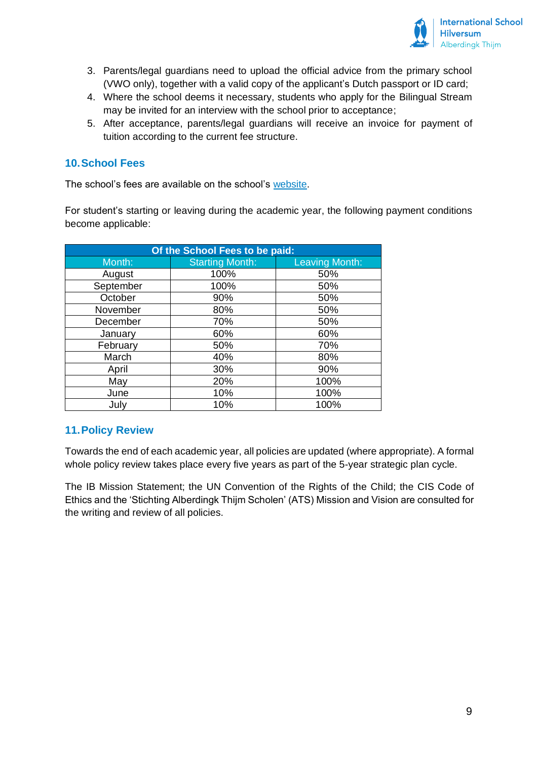3. Parents/legal guardians need to upload the official advice from the primary school (VWO only), together with a valid copy of the applicant's Dutch passport or ID card;
4. Where the school deems it necessary, students who apply for the Bilingual Stream may be invited for an interview with the school prior to acceptance;
5. After acceptance, parents/legal guardians will receive an invoice for payment of tuition according to the current fee structure.

## 10. School Fees

The school's fees are available on the school's website.

For student's starting or leaving during the academic year, the following payment conditions become applicable:

| Of the School Fees to be paid: | | |
|---|---|---|
| Month: | Starting Month: | Leaving Month: |
| August | 100% | 50% |
| September | 100% | 50% |
| October | 90% | 50% |
| November | 80% | 50% |
| December | 70% | 50% |
| January | 60% | 60% |
| February | 50% | 70% |
| March | 40% | 80% |
| April | 30% | 90% |
| May | 20% | 100% |
| June | 10% | 100% |
| July | 10% | 100% |

## 11. Policy Review

Towards the end of each academic year, all policies are updated (where appropriate). A formal whole policy review takes place every five years as part of the 5-year strategic plan cycle.

The IB Mission Statement; the UN Convention of the Rights of the Child; the CIS Code of Ethics and the 'Stichting Alberdingk Thijm Scholen' (ATS) Mission and Vision are consulted for the writing and review of all policies.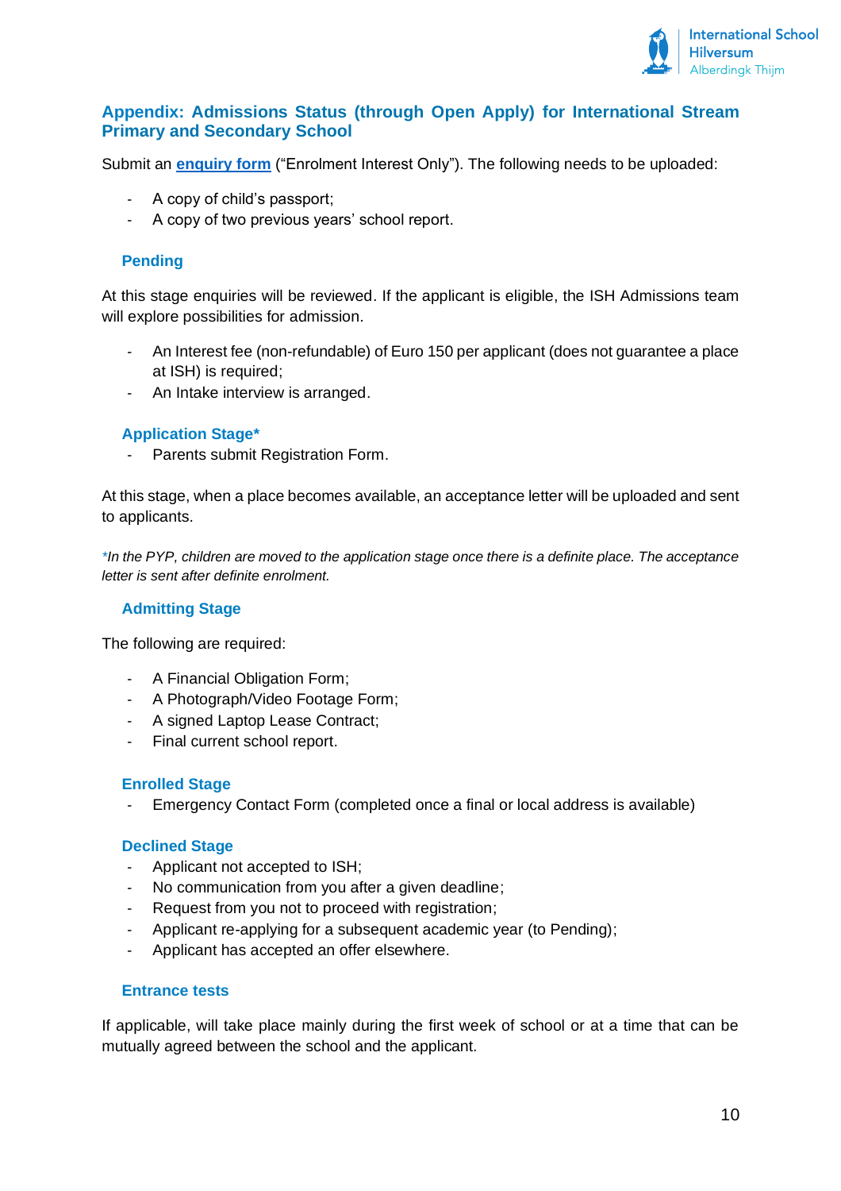## Appendix: Admissions Status (through Open Apply) for International Stream Primary and Secondary School

Submit an **enquiry form** ("Enrolment Interest Only"). The following needs to be uploaded:

- A copy of child's passport;
- A copy of two previous years' school report.

### Pending

At this stage enquiries will be reviewed. If the applicant is eligible, the ISH Admissions team will explore possibilities for admission.

- An Interest fee (non-refundable) of Euro 150 per applicant (does not guarantee a place at ISH) is required;
- An Intake interview is arranged.

### Application Stage*

- Parents submit Registration Form.

At this stage, when a place becomes available, an acceptance letter will be uploaded and sent to applicants.

**In the PYP, children are moved to the application stage once there is a definite place. The acceptance letter is sent after definite enrolment.*

### Admitting Stage

The following are required:

- A Financial Obligation Form;
- A Photograph/Video Footage Form;
- A signed Laptop Lease Contract;
- Final current school report.

### Enrolled Stage

- Emergency Contact Form (completed once a final or local address is available)

### Declined Stage

- Applicant not accepted to ISH;
- No communication from you after a given deadline;
- Request from you not to proceed with registration;
- Applicant re-applying for a subsequent academic year (to Pending);
- Applicant has accepted an offer elsewhere.

### Entrance tests

If applicable, will take place mainly during the first week of school or at a time that can be mutually agreed between the school and the applicant.